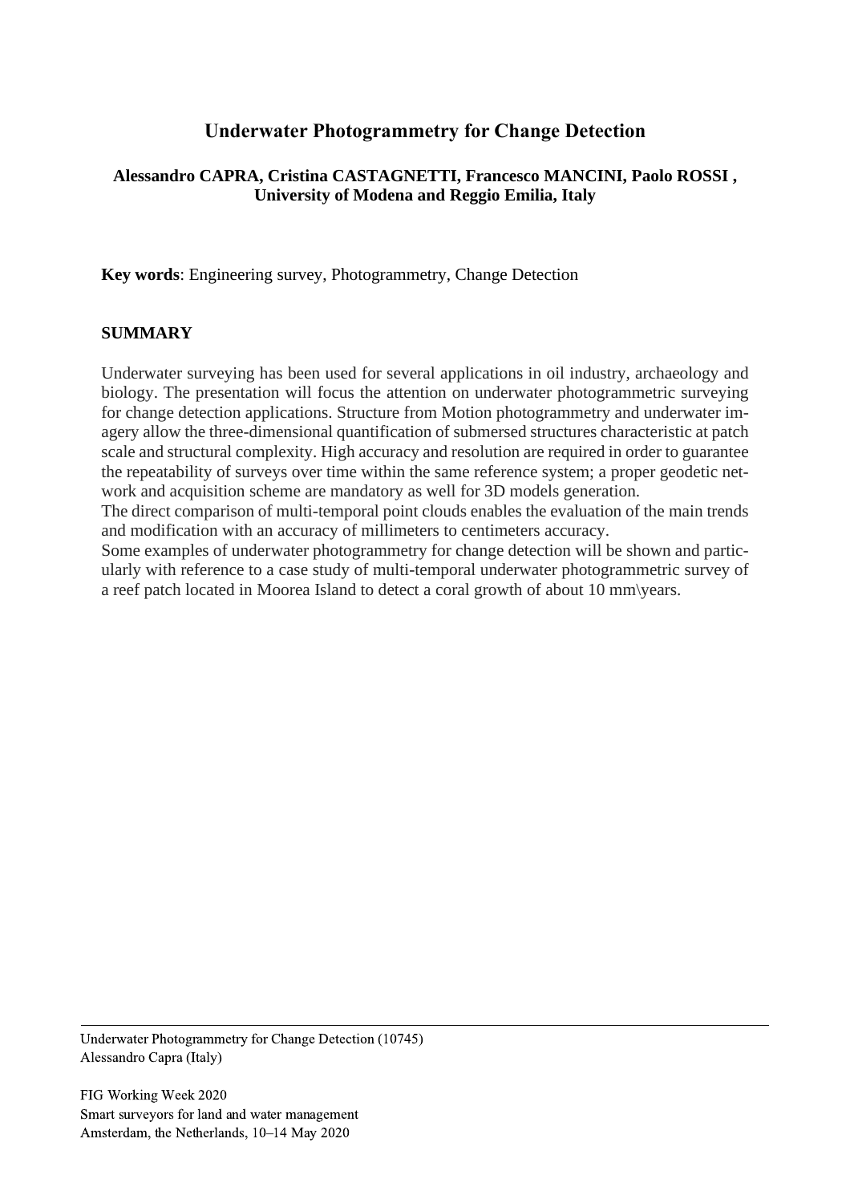# Underwater Photogrammetry for Change Detection

**Alessandro CAPRA, Cristina CASTAGNETTI, Francesco MANCINI, Paolo ROSSI , University of Modena and Reggio Emilia, Italy**

**Key words**: Engineering survey, Photogrammetry, Change Detection

## SUMMARY

Underwater surveying has been used for several applications in oil industry, archaeology and biology. The presentation will focus the attention on underwater photogrammetric surveying for change detection applications. Structure from Motion photogrammetry and underwater imagery allow the three-dimensional quantification of submersed structures characteristic at patch scale and structural complexity. High accuracy and resolution are required in order to guarantee the repeatability of surveys over time within the same reference system; a proper geodetic network and acquisition scheme are mandatory as well for 3D models generation.

The direct comparison of multi-temporal point clouds enables the evaluation of the main trends and modification with an accuracy of millimeters to centimeters accuracy.

Some examples of underwater photogrammetry for change detection will be shown and particularly with reference to a case study of multi-temporal underwater photogrammetric survey of a reef patch located in Moorea Island to detect a coral growth of about 10 mm\years.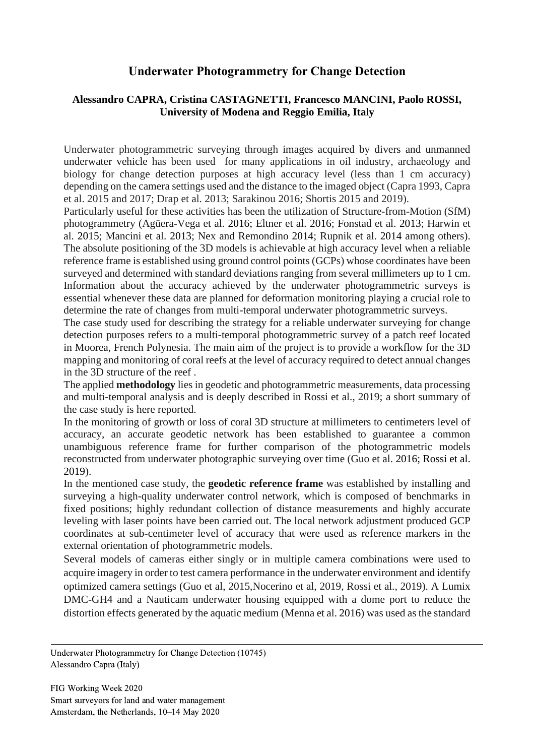# Underwater Photogrammetry for Change Detection

**Alessandro CAPRA, Cristina CASTAGNETTI, Francesco MANCINI, Paolo ROSSI, University of Modena and Reggio Emilia, Italy**

Underwater photogrammetric surveying through images acquired by divers and unmanned underwater vehicle has been used for many applications in oil industry, archaeology and biology for change detection purposes at high accuracy level (less than 1 cm accuracy) depending on the camera settings used and the distance to the imaged object (Capra 1993, Capra et al. 2015 and 2017; Drap et al. 2013; Sarakinou 2016; Shortis 2015 and 2019).

Particularly useful for these activities has been the utilization of Structure-from-Motion (SfM) photogrammetry (Agüera-Vega et al. 2016; Eltner et al. 2016; Fonstad et al. 2013; Harwin et al. 2015; Mancini et al. 2013; Nex and Remondino 2014; Rupnik et al. 2014 among others). The absolute positioning of the 3D models is achievable at high accuracy level when a reliable reference frame is established using ground control points (GCPs) whose coordinates have been surveyed and determined with standard deviations ranging from several millimeters up to 1 cm. Information about the accuracy achieved by the underwater photogrammetric surveys is essential whenever these data are planned for deformation monitoring playing a crucial role to determine the rate of changes from multi-temporal underwater photogrammetric surveys.

The case study used for describing the strategy for a reliable underwater surveying for change detection purposes refers to a multi-temporal photogrammetric survey of a patch reef located in Moorea, French Polynesia. The main aim of the project is to provide a workflow for the 3D mapping and monitoring of coral reefs at the level of accuracy required to detect annual changes in the 3D structure of the reef .

The applied **methodology** lies in geodetic and photogrammetric measurements, data processing and multi-temporal analysis and is deeply described in Rossi et al., 2019; a short summary of the case study is here reported.

In the monitoring of growth or loss of coral 3D structure at millimeters to centimeters level of accuracy, an accurate geodetic network has been established to guarantee a common unambiguous reference frame for further comparison of the photogrammetric models reconstructed from underwater photographic surveying over time (Guo et al. 2016; Rossi et al. 2019).

In the mentioned case study, the **geodetic reference frame** was established by installing and surveying a high-quality underwater control network, which is composed of benchmarks in fixed positions; highly redundant collection of distance measurements and highly accurate leveling with laser points have been carried out. The local network adjustment produced GCP coordinates at sub-centimeter level of accuracy that were used as reference markers in the external orientation of photogrammetric models.

Several models of cameras either singly or in multiple camera combinations were used to acquire imagery in order to test camera performance in the underwater environment and identify optimized camera settings (Guo et al, 2015,Nocerino et al, 2019, Rossi et al., 2019). A Lumix DMC-GH4 and a Nauticam underwater housing equipped with a dome port to reduce the distortion effects generated by the aquatic medium (Menna et al. 2016) was used as the standard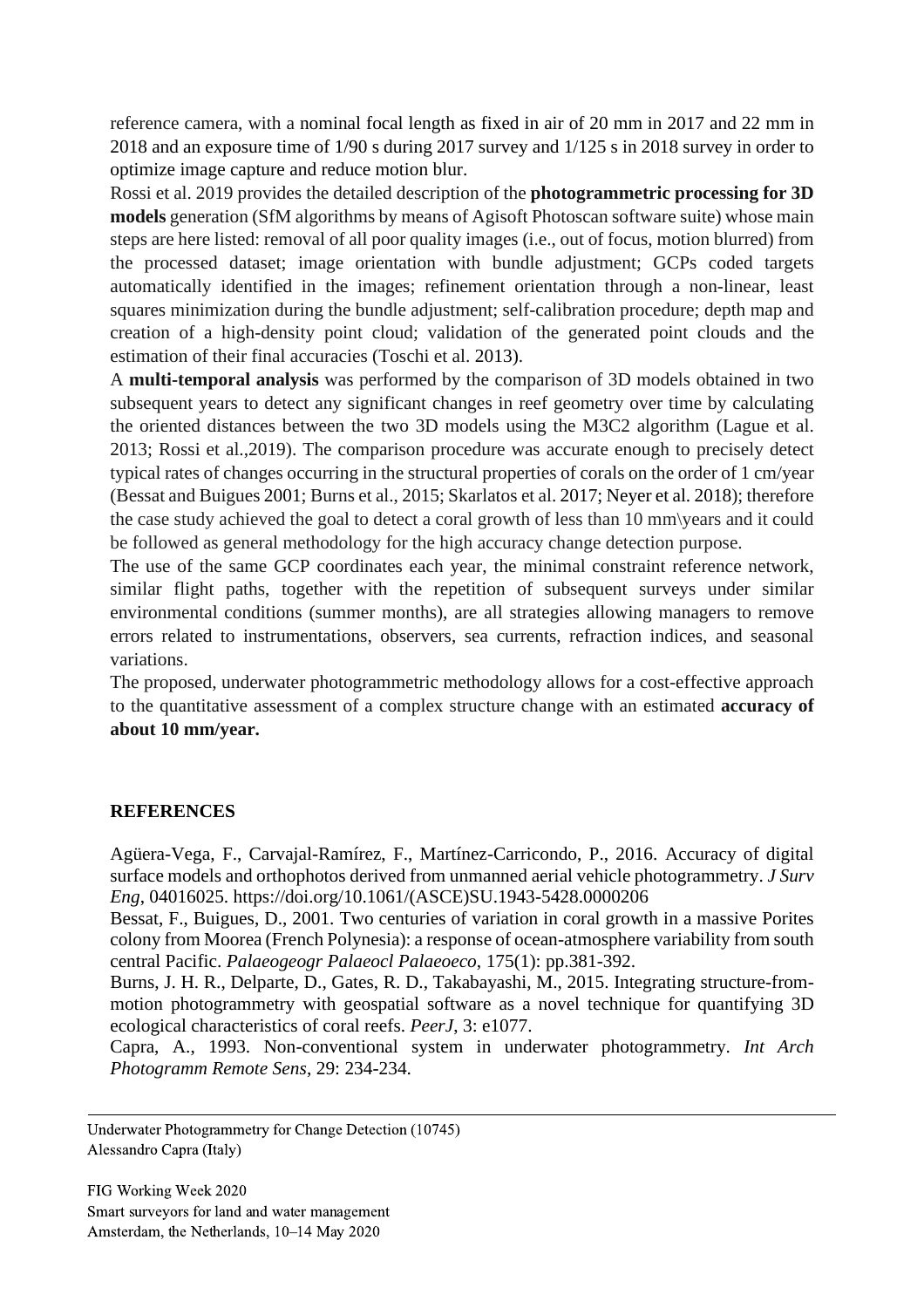reference camera, with a nominal focal length as fixed in air of 20 mm in 2017 and 22 mm in 2018 and an exposure time of 1/90 s during 2017 survey and 1/125 s in 2018 survey in order to optimize image capture and reduce motion blur.

Rossi et al. 2019 provides the detailed description of the **photogrammetric processing for 3D models** generation (SfM algorithms by means of Agisoft Photoscan software suite) whose main steps are here listed: removal of all poor quality images (i.e., out of focus, motion blurred) from the processed dataset; image orientation with bundle adjustment; GCPs coded targets automatically identified in the images; refinement orientation through a non-linear, least squares minimization during the bundle adjustment; self-calibration procedure; depth map and creation of a high-density point cloud; validation of the generated point clouds and the estimation of their final accuracies (Toschi et al. 2013).

A **multi-temporal analysis** was performed by the comparison of 3D models obtained in two subsequent years to detect any significant changes in reef geometry over time by calculating the oriented distances between the two 3D models using the M3C2 algorithm (Lague et al. 2013; Rossi et al.,2019). The comparison procedure was accurate enough to precisely detect typical rates of changes occurring in the structural properties of corals on the order of 1 cm/year (Bessat and Buigues 2001; Burns et al., 2015; Skarlatos et al. 2017; Neyer et al. 2018); therefore the case study achieved the goal to detect a coral growth of less than 10 mm\years and it could be followed as general methodology for the high accuracy change detection purpose.

The use of the same GCP coordinates each year, the minimal constraint reference network, similar flight paths, together with the repetition of subsequent surveys under similar environmental conditions (summer months), are all strategies allowing managers to remove errors related to instrumentations, observers, sea currents, refraction indices, and seasonal variations.

The proposed, underwater photogrammetric methodology allows for a cost-effective approach to the quantitative assessment of a complex structure change with an estimated **accuracy of about 10 mm/year.**

## REFERENCES

Agüera-Vega, F., Carvajal-Ramírez, F., Martínez-Carricondo, P., 2016. Accuracy of digital surface models and orthophotos derived from unmanned aerial vehicle photogrammetry. *J Surv Eng*, 04016025. https://doi.org/10.1061/(ASCE)SU.1943-5428.0000206

Bessat, F., Buigues, D., 2001. Two centuries of variation in coral growth in a massive Porites colony from Moorea (French Polynesia): a response of ocean-atmosphere variability from south central Pacific. *Palaeogeogr Palaeocl Palaeoeco*, 175(1): pp.381-392.

Burns, J. H. R., Delparte, D., Gates, R. D., Takabayashi, M., 2015. Integrating structure-from-motion photogrammetry with geospatial software as a novel technique for quantifying 3D ecological characteristics of coral reefs. *PeerJ*, 3: e1077.

Capra, A., 1993. Non-conventional system in underwater photogrammetry. *Int Arch Photogramm Remote Sens*, 29: 234-234.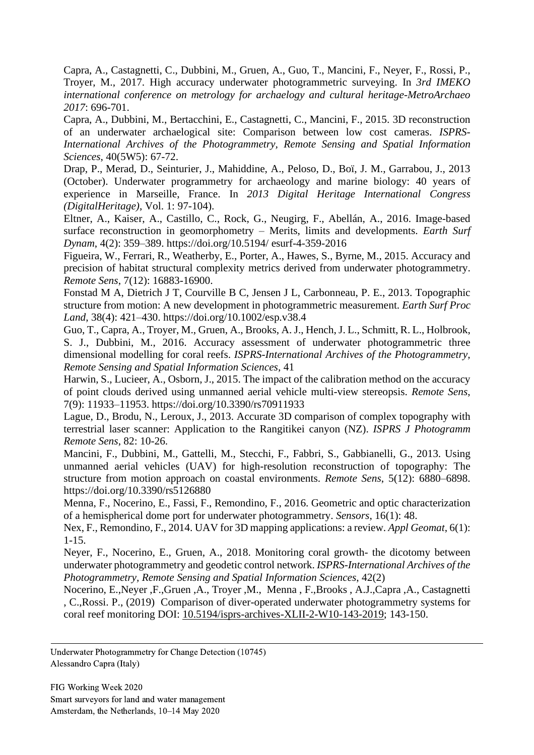Capra, A., Castagnetti, C., Dubbini, M., Gruen, A., Guo, T., Mancini, F., Neyer, F., Rossi, P., Troyer, M., 2017. High accuracy underwater photogrammetric surveying. In *3rd IMEKO international conference on metrology for archaelogy and cultural heritage-MetroArchaeo 2017*: 696-701.

Capra, A., Dubbini, M., Bertacchini, E., Castagnetti, C., Mancini, F., 2015. 3D reconstruction of an underwater archaelogical site: Comparison between low cost cameras. *ISPRS-International Archives of the Photogrammetry, Remote Sensing and Spatial Information Sciences*, 40(5W5): 67-72.

Drap, P., Merad, D., Seinturier, J., Mahiddine, A., Peloso, D., Boï, J. M., Garrabou, J., 2013 (October). Underwater programmetry for archaeology and marine biology: 40 years of experience in Marseille, France. In *2013 Digital Heritage International Congress (DigitalHeritage)*, Vol. 1: 97-104).

Eltner, A., Kaiser, A., Castillo, C., Rock, G., Neugirg, F., Abellán, A., 2016. Image-based surface reconstruction in geomorphometry – Merits, limits and developments. *Earth Surf Dynam*, 4(2): 359–389. https://doi.org/10.5194/ esurf-4-359-2016

Figueira, W., Ferrari, R., Weatherby, E., Porter, A., Hawes, S., Byrne, M., 2015. Accuracy and precision of habitat structural complexity metrics derived from underwater photogrammetry. *Remote Sens*, 7(12): 16883-16900.

Fonstad M A, Dietrich J T, Courville B C, Jensen J L, Carbonneau, P. E., 2013. Topographic structure from motion: A new development in photogrammetric measurement. *Earth Surf Proc Land*, 38(4): 421–430. https://doi.org/10.1002/esp.v38.4

Guo, T., Capra, A., Troyer, M., Gruen, A., Brooks, A. J., Hench, J. L., Schmitt, R. L., Holbrook, S. J., Dubbini, M., 2016. Accuracy assessment of underwater photogrammetric three dimensional modelling for coral reefs. *ISPRS-International Archives of the Photogrammetry, Remote Sensing and Spatial Information Sciences*, 41

Harwin, S., Lucieer, A., Osborn, J., 2015. The impact of the calibration method on the accuracy of point clouds derived using unmanned aerial vehicle multi-view stereopsis. *Remote Sens*, 7(9): 11933–11953. https://doi.org/10.3390/rs70911933

Lague, D., Brodu, N., Leroux, J., 2013. Accurate 3D comparison of complex topography with terrestrial laser scanner: Application to the Rangitikei canyon (NZ). *ISPRS J Photogramm Remote Sens*, 82: 10-26.

Mancini, F., Dubbini, M., Gattelli, M., Stecchi, F., Fabbri, S., Gabbianelli, G., 2013. Using unmanned aerial vehicles (UAV) for high-resolution reconstruction of topography: The structure from motion approach on coastal environments. *Remote Sens*, 5(12): 6880–6898. https://doi.org/10.3390/rs5126880

Menna, F., Nocerino, E., Fassi, F., Remondino, F., 2016. Geometric and optic characterization of a hemispherical dome port for underwater photogrammetry. *Sensors*, 16(1): 48.

Nex, F., Remondino, F., 2014. UAV for 3D mapping applications: a review. *Appl Geomat*, 6(1): 1-15.

Neyer, F., Nocerino, E., Gruen, A., 2018. Monitoring coral growth- the dicotomy between underwater photogrammetry and geodetic control network. *ISPRS-International Archives of the Photogrammetry, Remote Sensing and Spatial Information Sciences*, 42(2)

Nocerino, E.,Neyer ,F.,Gruen ,A., Troyer ,M., Menna , F.,Brooks , A.J.,Capra ,A., Castagnetti , C.,Rossi. P., (2019) Comparison of diver-operated underwater photogrammetry systems for coral reef monitoring DOI: 10.5194/isprs-archives-XLII-2-W10-143-2019; 143-150.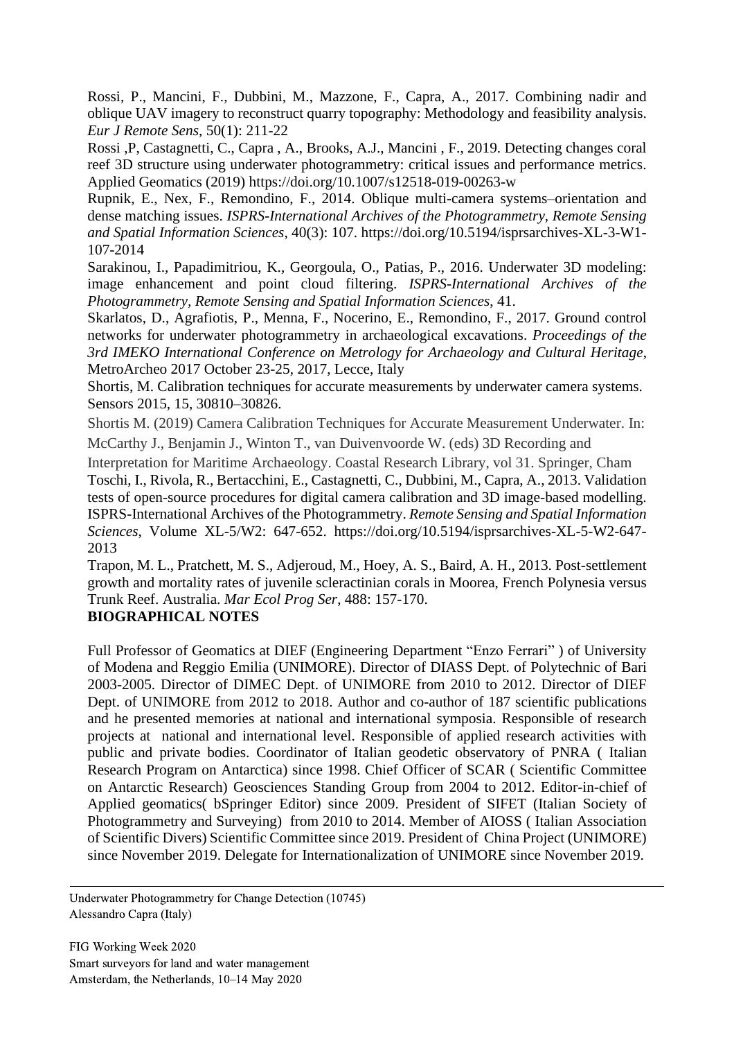Rossi, P., Mancini, F., Dubbini, M., Mazzone, F., Capra, A., 2017. Combining nadir and oblique UAV imagery to reconstruct quarry topography: Methodology and feasibility analysis. *Eur J Remote Sens*, 50(1): 211-22

Rossi ,P, Castagnetti, C., Capra , A., Brooks, A.J., Mancini , F., 2019. Detecting changes coral reef 3D structure using underwater photogrammetry: critical issues and performance metrics. Applied Geomatics (2019) https://doi.org/10.1007/s12518-019-00263-w

Rupnik, E., Nex, F., Remondino, F., 2014. Oblique multi-camera systems–orientation and dense matching issues. *ISPRS-International Archives of the Photogrammetry, Remote Sensing and Spatial Information Sciences*, 40(3): 107. https://doi.org/10.5194/isprsarchives-XL-3-W1-107-2014

Sarakinou, I., Papadimitriou, K., Georgoula, O., Patias, P., 2016. Underwater 3D modeling: image enhancement and point cloud filtering. *ISPRS-International Archives of the Photogrammetry, Remote Sensing and Spatial Information Sciences*, 41.

Skarlatos, D., Agrafiotis, P., Menna, F., Nocerino, E., Remondino, F., 2017. Ground control networks for underwater photogrammetry in archaeological excavations. *Proceedings of the 3rd IMEKO International Conference on Metrology for Archaeology and Cultural Heritage*, MetroArcheo 2017 October 23-25, 2017, Lecce, Italy

Shortis, M. Calibration techniques for accurate measurements by underwater camera systems. Sensors 2015, 15, 30810–30826.

Shortis M. (2019) Camera Calibration Techniques for Accurate Measurement Underwater. In: McCarthy J., Benjamin J., Winton T., van Duivenvoorde W. (eds) 3D Recording and Interpretation for Maritime Archaeology. Coastal Research Library, vol 31. Springer, Cham

Toschi, I., Rivola, R., Bertacchini, E., Castagnetti, C., Dubbini, M., Capra, A., 2013. Validation tests of open-source procedures for digital camera calibration and 3D image-based modelling. ISPRS-International Archives of the Photogrammetry. *Remote Sensing and Spatial Information Sciences*, Volume XL-5/W2: 647-652. https://doi.org/10.5194/isprsarchives-XL-5-W2-647-2013

Trapon, M. L., Pratchett, M. S., Adjeroud, M., Hoey, A. S., Baird, A. H., 2013. Post-settlement growth and mortality rates of juvenile scleractinian corals in Moorea, French Polynesia versus Trunk Reef. Australia. *Mar Ecol Prog Ser*, 488: 157-170.

## BIOGRAPHICAL NOTES

Full Professor of Geomatics at DIEF (Engineering Department "Enzo Ferrari" ) of University of Modena and Reggio Emilia (UNIMORE). Director of DIASS Dept. of Polytechnic of Bari 2003-2005. Director of DIMEC Dept. of UNIMORE from 2010 to 2012. Director of DIEF Dept. of UNIMORE from 2012 to 2018. Author and co-author of 187 scientific publications and he presented memories at national and international symposia. Responsible of research projects at national and international level. Responsible of applied research activities with public and private bodies. Coordinator of Italian geodetic observatory of PNRA ( Italian Research Program on Antarctica) since 1998. Chief Officer of SCAR ( Scientific Committee on Antarctic Research) Geosciences Standing Group from 2004 to 2012. Editor-in-chief of Applied geomatics( bSpringer Editor) since 2009. President of SIFET (Italian Society of Photogrammetry and Surveying) from 2010 to 2014. Member of AIOSS ( Italian Association of Scientific Divers) Scientific Committee since 2019. President of China Project (UNIMORE) since November 2019. Delegate for Internationalization of UNIMORE since November 2019.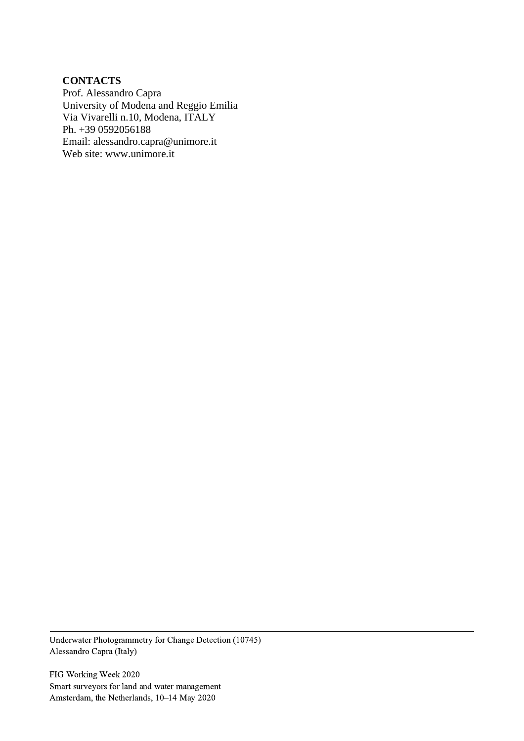## CONTACTS

Prof. Alessandro Capra
University of Modena and Reggio Emilia
Via Vivarelli n.10, Modena, ITALY
Ph. +39 0592056188
Email: alessandro.capra@unimore.it
Web site: www.unimore.it